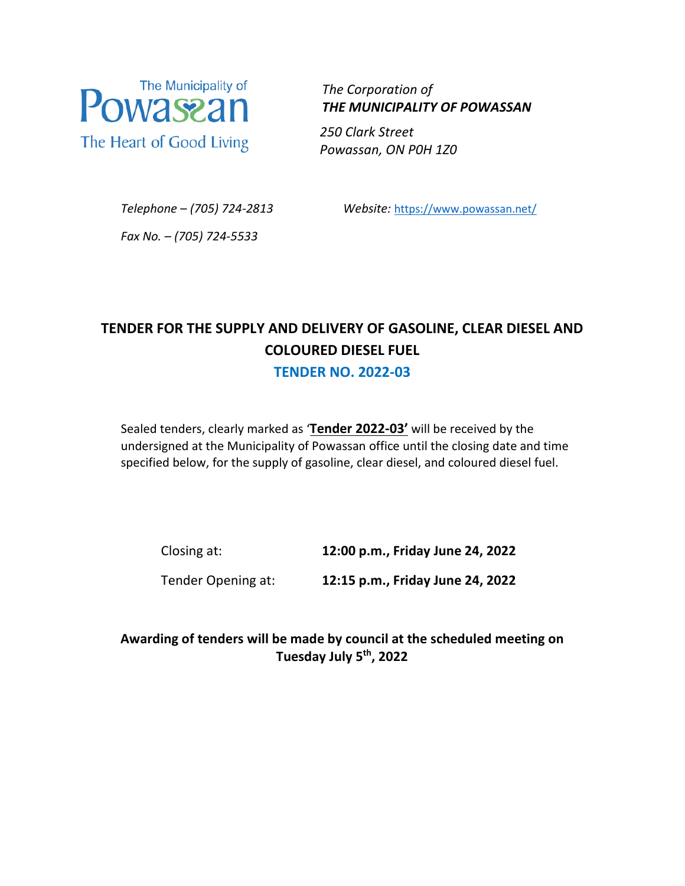The Municipality of
Powassan
The Heart of Good Living

*The Corporation of*
***THE MUNICIPALITY OF POWASSAN***

*250 Clark Street*
*Powassan, ON P0H 1Z0*

*Telephone – (705) 724-2813*

*Fax No. – (705) 724-5533*

*Website:* https://www.powassan.net/

# TENDER FOR THE SUPPLY AND DELIVERY OF GASOLINE, CLEAR DIESEL AND COLOURED DIESEL FUEL

## TENDER NO. 2022-03

Sealed tenders, clearly marked as '**Tender 2022-03'** will be received by the undersigned at the Municipality of Powassan office until the closing date and time specified below, for the supply of gasoline, clear diesel, and coloured diesel fuel.

| | |
|---|---|
| Closing at: | **12:00 p.m., Friday June 24, 2022** |
| Tender Opening at: | **12:15 p.m., Friday June 24, 2022** |

**Awarding of tenders will be made by council at the scheduled meeting on Tuesday July 5th, 2022**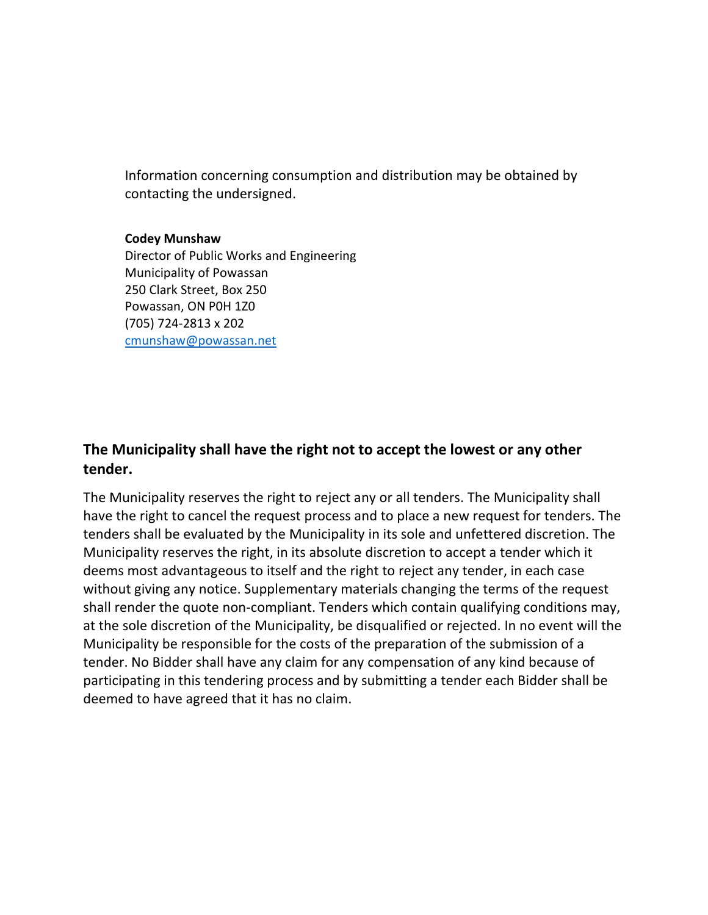Information concerning consumption and distribution may be obtained by contacting the undersigned.

**Codey Munshaw**
Director of Public Works and Engineering
Municipality of Powassan
250 Clark Street, Box 250
Powassan, ON P0H 1Z0
(705) 724-2813 x 202
cmunshaw@powassan.net

## The Municipality shall have the right not to accept the lowest or any other tender.

The Municipality reserves the right to reject any or all tenders. The Municipality shall have the right to cancel the request process and to place a new request for tenders. The tenders shall be evaluated by the Municipality in its sole and unfettered discretion. The Municipality reserves the right, in its absolute discretion to accept a tender which it deems most advantageous to itself and the right to reject any tender, in each case without giving any notice. Supplementary materials changing the terms of the request shall render the quote non-compliant. Tenders which contain qualifying conditions may, at the sole discretion of the Municipality, be disqualified or rejected. In no event will the Municipality be responsible for the costs of the preparation of the submission of a tender. No Bidder shall have any claim for any compensation of any kind because of participating in this tendering process and by submitting a tender each Bidder shall be deemed to have agreed that it has no claim.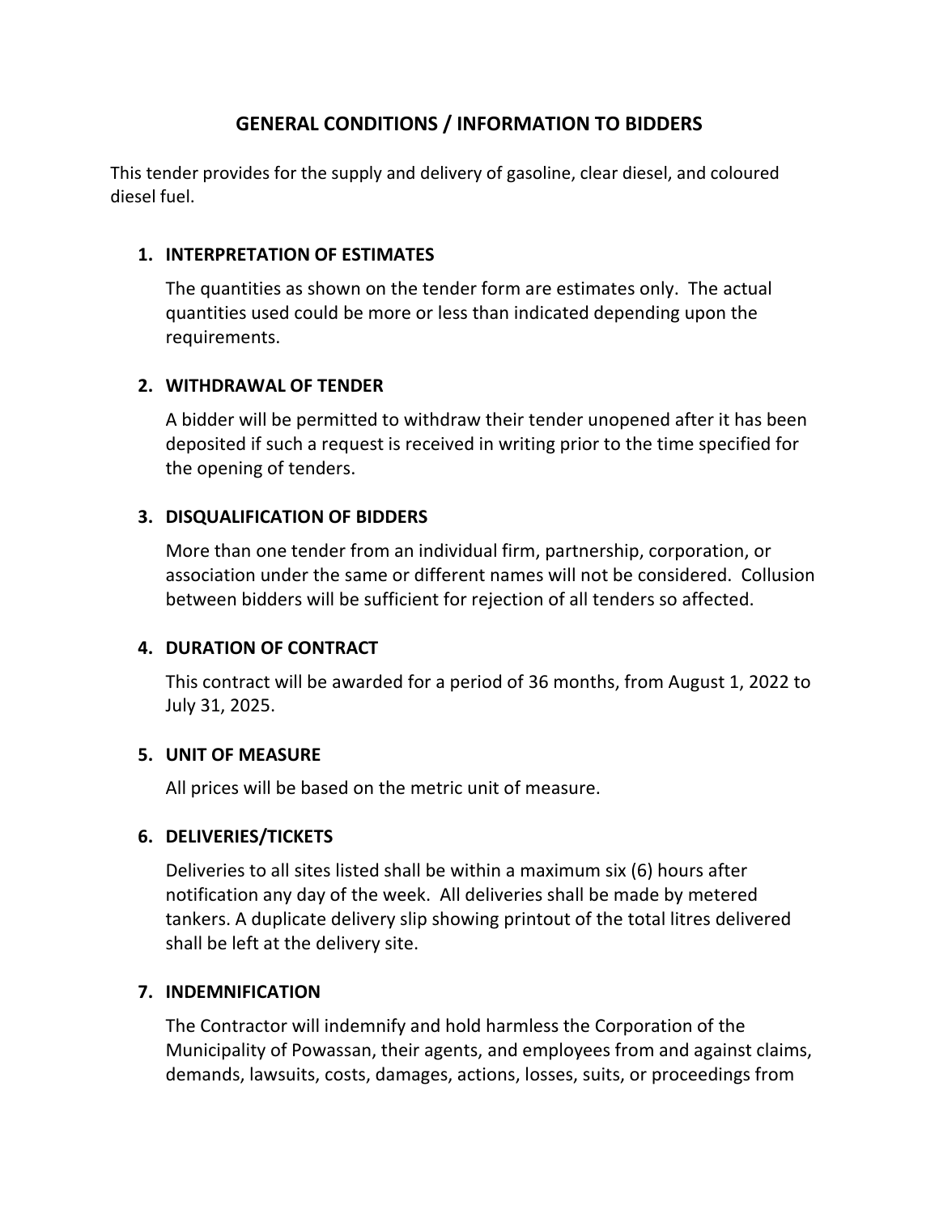# GENERAL CONDITIONS / INFORMATION TO BIDDERS

This tender provides for the supply and delivery of gasoline, clear diesel, and coloured diesel fuel.

## 1. INTERPRETATION OF ESTIMATES

The quantities as shown on the tender form are estimates only. The actual quantities used could be more or less than indicated depending upon the requirements.

## 2. WITHDRAWAL OF TENDER

A bidder will be permitted to withdraw their tender unopened after it has been deposited if such a request is received in writing prior to the time specified for the opening of tenders.

## 3. DISQUALIFICATION OF BIDDERS

More than one tender from an individual firm, partnership, corporation, or association under the same or different names will not be considered. Collusion between bidders will be sufficient for rejection of all tenders so affected.

## 4. DURATION OF CONTRACT

This contract will be awarded for a period of 36 months, from August 1, 2022 to July 31, 2025.

## 5. UNIT OF MEASURE

All prices will be based on the metric unit of measure.

## 6. DELIVERIES/TICKETS

Deliveries to all sites listed shall be within a maximum six (6) hours after notification any day of the week. All deliveries shall be made by metered tankers. A duplicate delivery slip showing printout of the total litres delivered shall be left at the delivery site.

## 7. INDEMNIFICATION

The Contractor will indemnify and hold harmless the Corporation of the Municipality of Powassan, their agents, and employees from and against claims, demands, lawsuits, costs, damages, actions, losses, suits, or proceedings from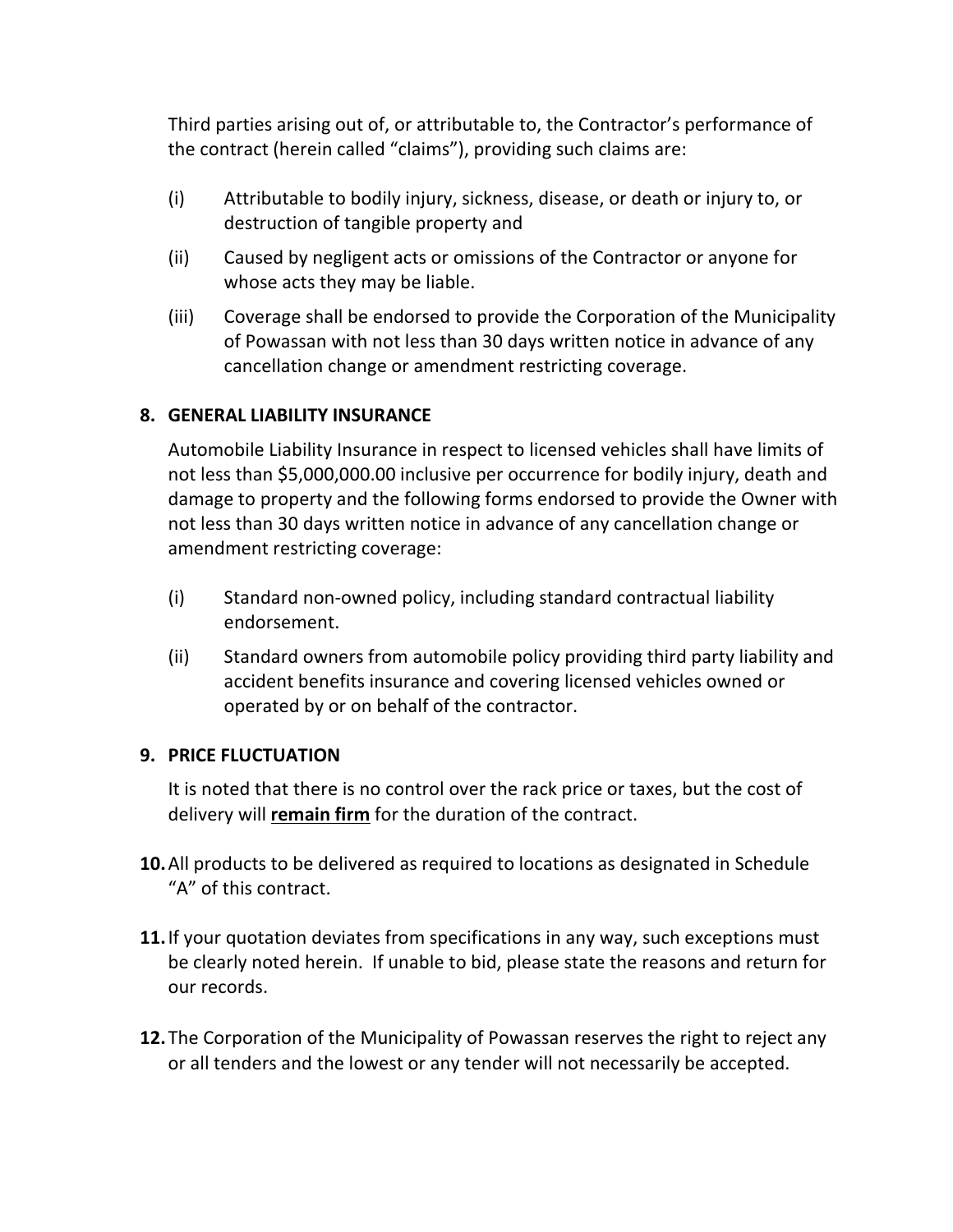Third parties arising out of, or attributable to, the Contractor's performance of the contract (herein called "claims"), providing such claims are:

(i) Attributable to bodily injury, sickness, disease, or death or injury to, or destruction of tangible property and

(ii) Caused by negligent acts or omissions of the Contractor or anyone for whose acts they may be liable.

(iii) Coverage shall be endorsed to provide the Corporation of the Municipality of Powassan with not less than 30 days written notice in advance of any cancellation change or amendment restricting coverage.

**8. GENERAL LIABILITY INSURANCE**

Automobile Liability Insurance in respect to licensed vehicles shall have limits of not less than $5,000,000.00 inclusive per occurrence for bodily injury, death and damage to property and the following forms endorsed to provide the Owner with not less than 30 days written notice in advance of any cancellation change or amendment restricting coverage:

(i) Standard non-owned policy, including standard contractual liability endorsement.

(ii) Standard owners from automobile policy providing third party liability and accident benefits insurance and covering licensed vehicles owned or operated by or on behalf of the contractor.

**9. PRICE FLUCTUATION**

It is noted that there is no control over the rack price or taxes, but the cost of delivery will **remain firm** for the duration of the contract.

**10.** All products to be delivered as required to locations as designated in Schedule "A" of this contract.

**11.** If your quotation deviates from specifications in any way, such exceptions must be clearly noted herein. If unable to bid, please state the reasons and return for our records.

**12.** The Corporation of the Municipality of Powassan reserves the right to reject any or all tenders and the lowest or any tender will not necessarily be accepted.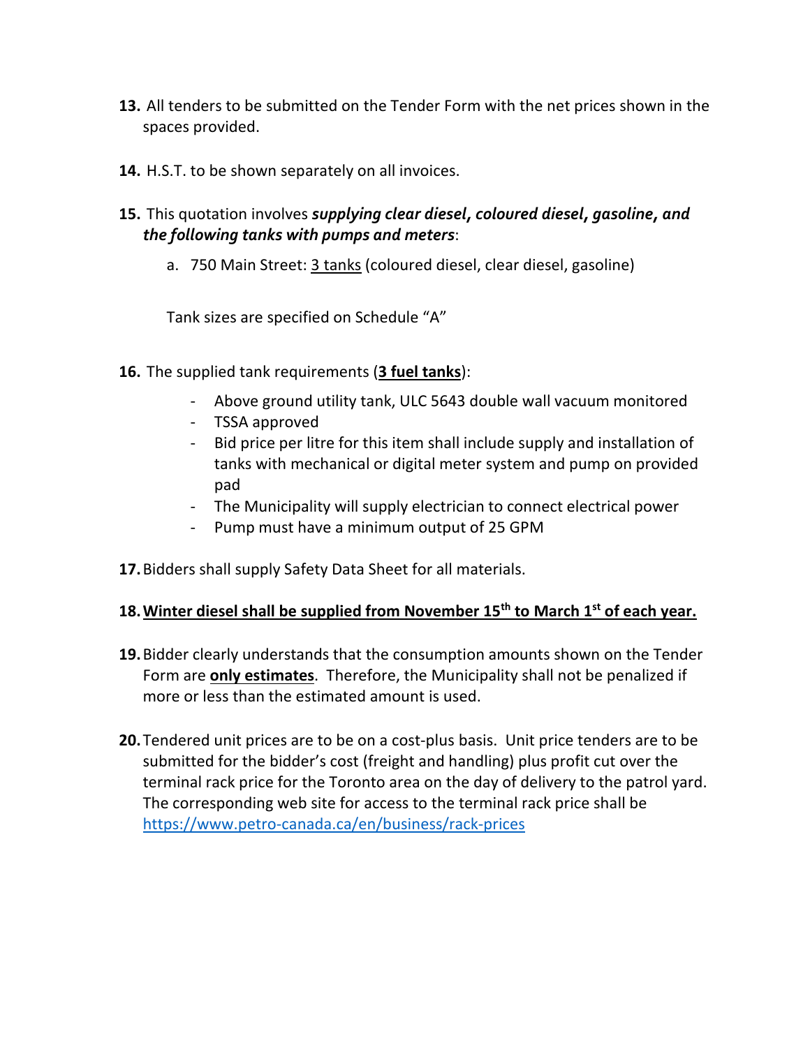13. All tenders to be submitted on the Tender Form with the net prices shown in the spaces provided.

14. H.S.T. to be shown separately on all invoices.

15. This quotation involves ***supplying clear diesel, coloured diesel, gasoline, and the following tanks with pumps and meters***:

    a. 750 Main Street: <u>3 tanks</u> (coloured diesel, clear diesel, gasoline)

    Tank sizes are specified on Schedule "A"

16. The supplied tank requirements (<u>**3 fuel tanks**</u>):

    - Above ground utility tank, ULC 5643 double wall vacuum monitored
    - TSSA approved
    - Bid price per litre for this item shall include supply and installation of tanks with mechanical or digital meter system and pump on provided pad
    - The Municipality will supply electrician to connect electrical power
    - Pump must have a minimum output of 25 GPM

17. Bidders shall supply Safety Data Sheet for all materials.

18. <u>**Winter diesel shall be supplied from November 15th to March 1st of each year.**</u>

19. Bidder clearly understands that the consumption amounts shown on the Tender Form are <u>**only estimates**</u>. Therefore, the Municipality shall not be penalized if more or less than the estimated amount is used.

20. Tendered unit prices are to be on a cost-plus basis. Unit price tenders are to be submitted for the bidder's cost (freight and handling) plus profit cut over the terminal rack price for the Toronto area on the day of delivery to the patrol yard. The corresponding web site for access to the terminal rack price shall be https://www.petro-canada.ca/en/business/rack-prices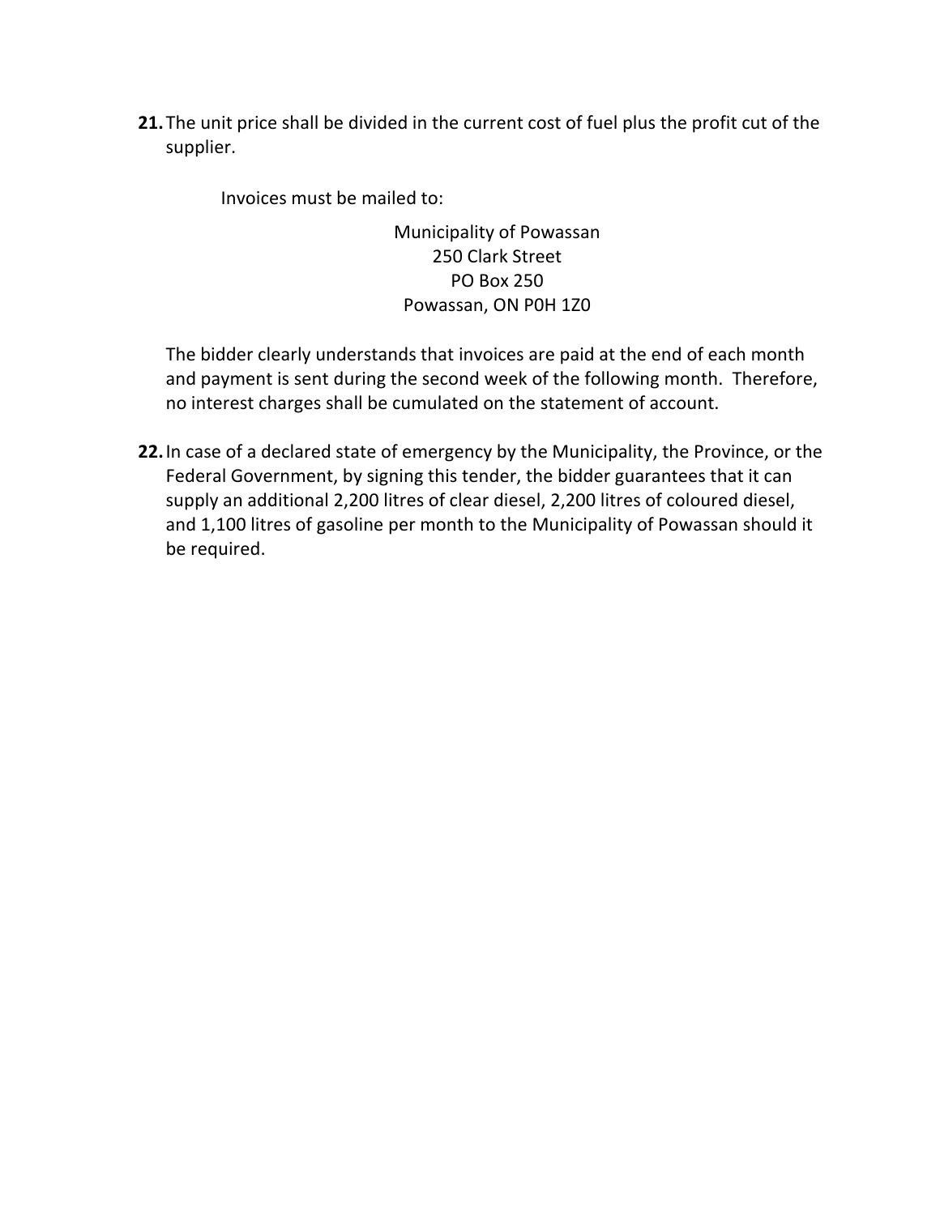**21.** The unit price shall be divided in the current cost of fuel plus the profit cut of the supplier.

Invoices must be mailed to:

Municipality of Powassan  
250 Clark Street  
PO Box 250  
Powassan, ON P0H 1Z0

The bidder clearly understands that invoices are paid at the end of each month and payment is sent during the second week of the following month. Therefore, no interest charges shall be cumulated on the statement of account.

**22.** In case of a declared state of emergency by the Municipality, the Province, or the Federal Government, by signing this tender, the bidder guarantees that it can supply an additional 2,200 litres of clear diesel, 2,200 litres of coloured diesel, and 1,100 litres of gasoline per month to the Municipality of Powassan should it be required.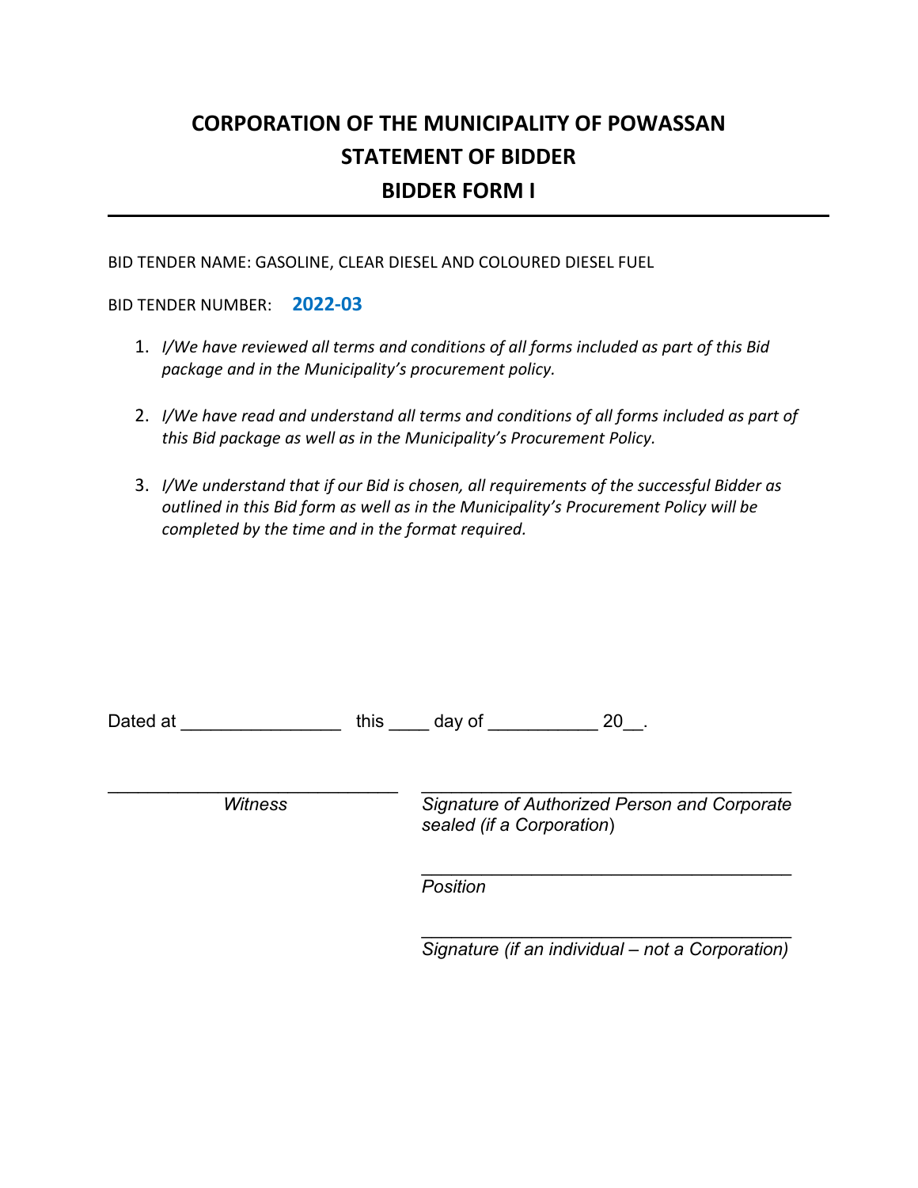# CORPORATION OF THE MUNICIPALITY OF POWASSAN
# STATEMENT OF BIDDER
# BIDDER FORM I

---

BID TENDER NAME: GASOLINE, CLEAR DIESEL AND COLOURED DIESEL FUEL

BID TENDER NUMBER: **2022-03**

1. *I/We have reviewed all terms and conditions of all forms included as part of this Bid package and in the Municipality's procurement policy.*

2. *I/We have read and understand all terms and conditions of all forms included as part of this Bid package as well as in the Municipality's Procurement Policy.*

3. *I/We understand that if our Bid is chosen, all requirements of the successful Bidder as outlined in this Bid form as well as in the Municipality's Procurement Policy will be completed by the time and in the format required.*

Dated at ________________ this ____ day of ___________ 20__.

_____________________________
*Witness*

_____________________________________
*Signature of Authorized Person and Corporate sealed (if a Corporation)*

_____________________________________
*Position*

_____________________________________
*Signature (if an individual – not a Corporation)*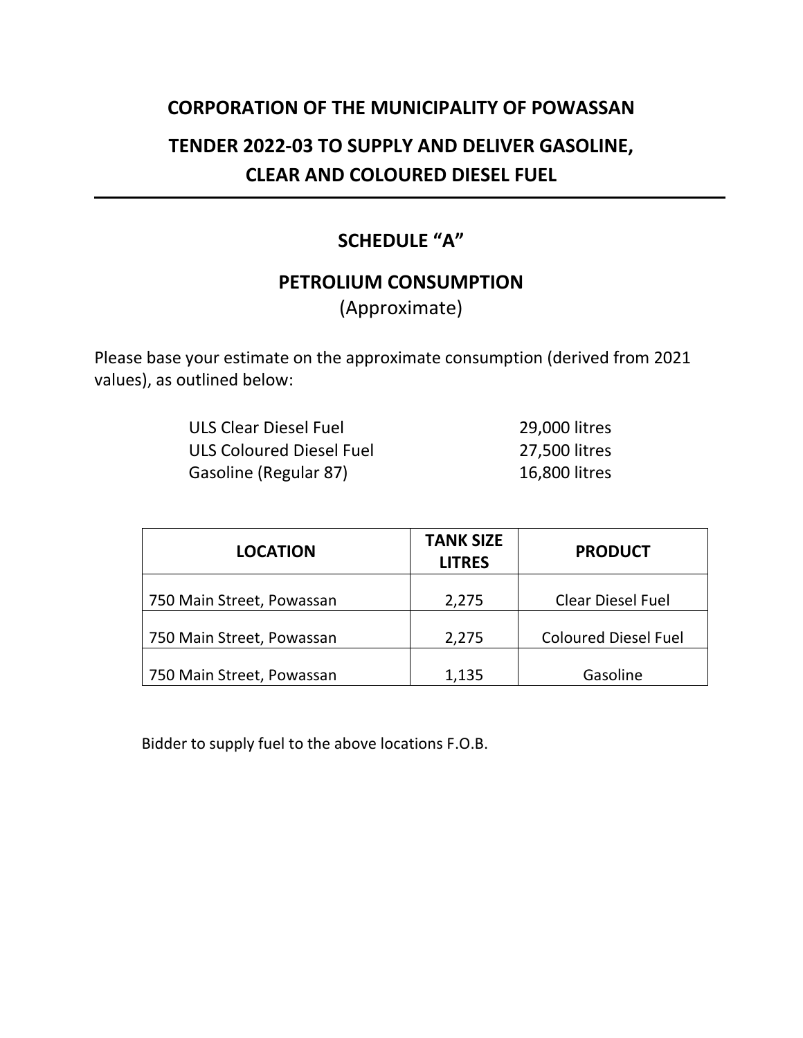# CORPORATION OF THE MUNICIPALITY OF POWASSAN

# TENDER 2022-03 TO SUPPLY AND DELIVER GASOLINE, CLEAR AND COLOURED DIESEL FUEL

---

## SCHEDULE "A"

## PETROLIUM CONSUMPTION

(Approximate)

Please base your estimate on the approximate consumption (derived from 2021 values), as outlined below:

| | |
|---|---|
| ULS Clear Diesel Fuel | 29,000 litres |
| ULS Coloured Diesel Fuel | 27,500 litres |
| Gasoline (Regular 87) | 16,800 litres |

| LOCATION | TANK SIZE LITRES | PRODUCT |
|---|---|---|
| 750 Main Street, Powassan | 2,275 | Clear Diesel Fuel |
| 750 Main Street, Powassan | 2,275 | Coloured Diesel Fuel |
| 750 Main Street, Powassan | 1,135 | Gasoline |

Bidder to supply fuel to the above locations F.O.B.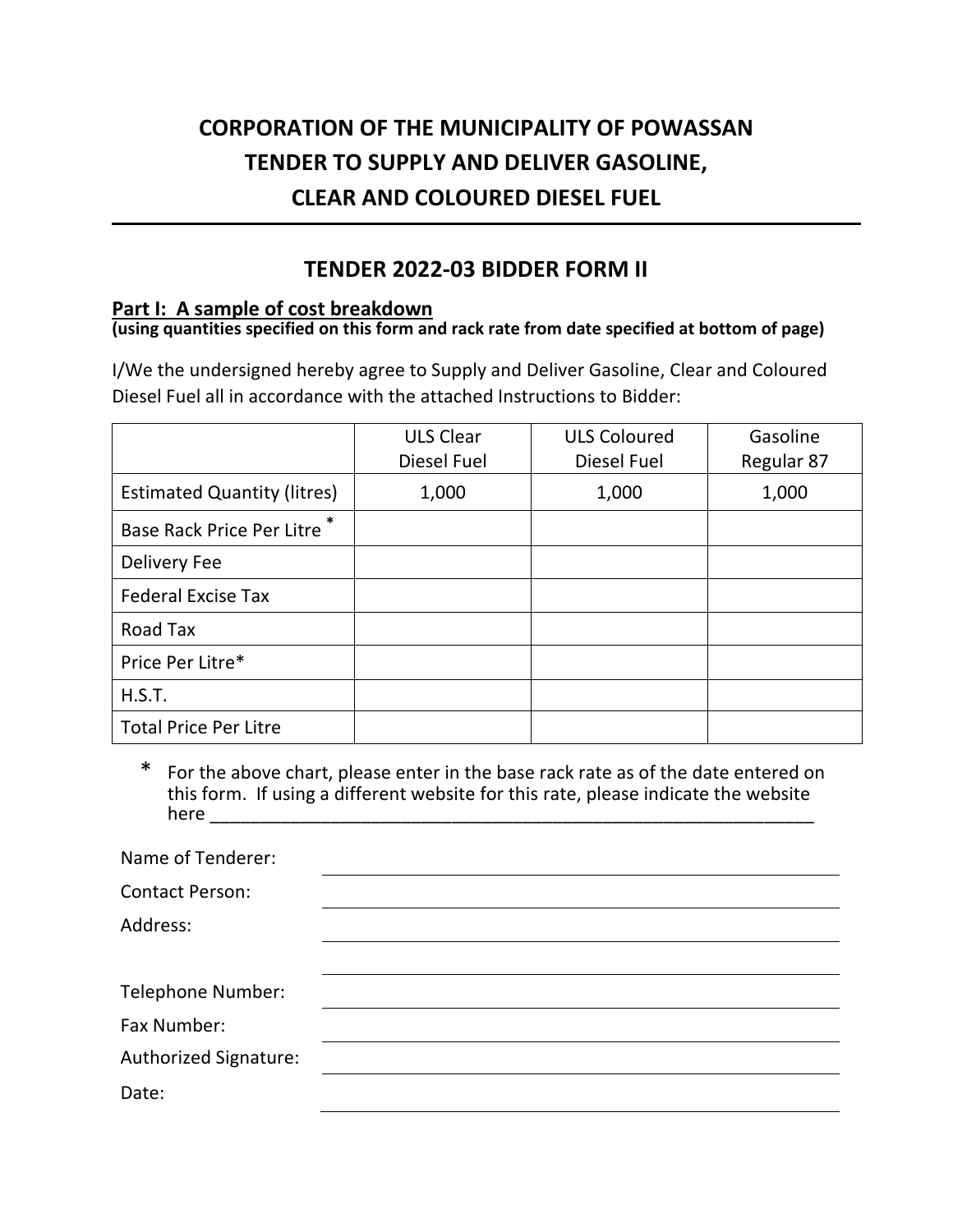# CORPORATION OF THE MUNICIPALITY OF POWASSAN
# TENDER TO SUPPLY AND DELIVER GASOLINE, CLEAR AND COLOURED DIESEL FUEL

## TENDER 2022-03 BIDDER FORM II

**Part I: A sample of cost breakdown**
**(using quantities specified on this form and rack rate from date specified at bottom of page)**

I/We the undersigned hereby agree to Supply and Deliver Gasoline, Clear and Coloured Diesel Fuel all in accordance with the attached Instructions to Bidder:

| | ULS Clear Diesel Fuel | ULS Coloured Diesel Fuel | Gasoline Regular 87 |
|---|---|---|---|
| Estimated Quantity (litres) | 1,000 | 1,000 | 1,000 |
| Base Rack Price Per Litre * | | | |
| Delivery Fee | | | |
| Federal Excise Tax | | | |
| Road Tax | | | |
| Price Per Litre* | | | |
| H.S.T. | | | |
| Total Price Per Litre | | | |

\* For the above chart, please enter in the base rack rate as of the date entered on this form. If using a different website for this rate, please indicate the website here ______________________________________________________________

Name of Tenderer: ______________________________

Contact Person: ______________________________

Address: ______________________________

______________________________

Telephone Number: ______________________________

Fax Number: ______________________________

Authorized Signature: ______________________________

Date: ______________________________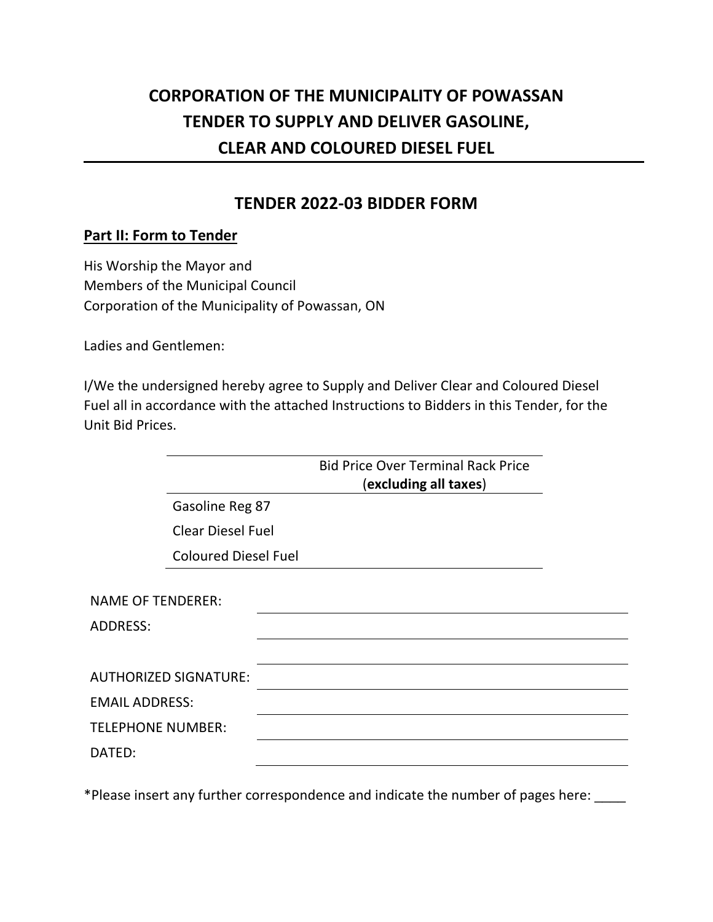# CORPORATION OF THE MUNICIPALITY OF POWASSAN TENDER TO SUPPLY AND DELIVER GASOLINE, CLEAR AND COLOURED DIESEL FUEL

## TENDER 2022-03 BIDDER FORM

**Part II: Form to Tender**

His Worship the Mayor and
Members of the Municipal Council
Corporation of the Municipality of Powassan, ON

Ladies and Gentlemen:

I/We the undersigned hereby agree to Supply and Deliver Clear and Coloured Diesel Fuel all in accordance with the attached Instructions to Bidders in this Tender, for the Unit Bid Prices.

| | Bid Price Over Terminal Rack Price (**excluding all taxes**) |
|---|---|
| Gasoline Reg 87 | |
| Clear Diesel Fuel | |
| Coloured Diesel Fuel | |

NAME OF TENDERER: ______________________________

ADDRESS: ______________________________

______________________________

AUTHORIZED SIGNATURE: ______________________________

EMAIL ADDRESS: ______________________________

TELEPHONE NUMBER: ______________________________

DATED: ______________________________

*Please insert any further correspondence and indicate the number of pages here: ____